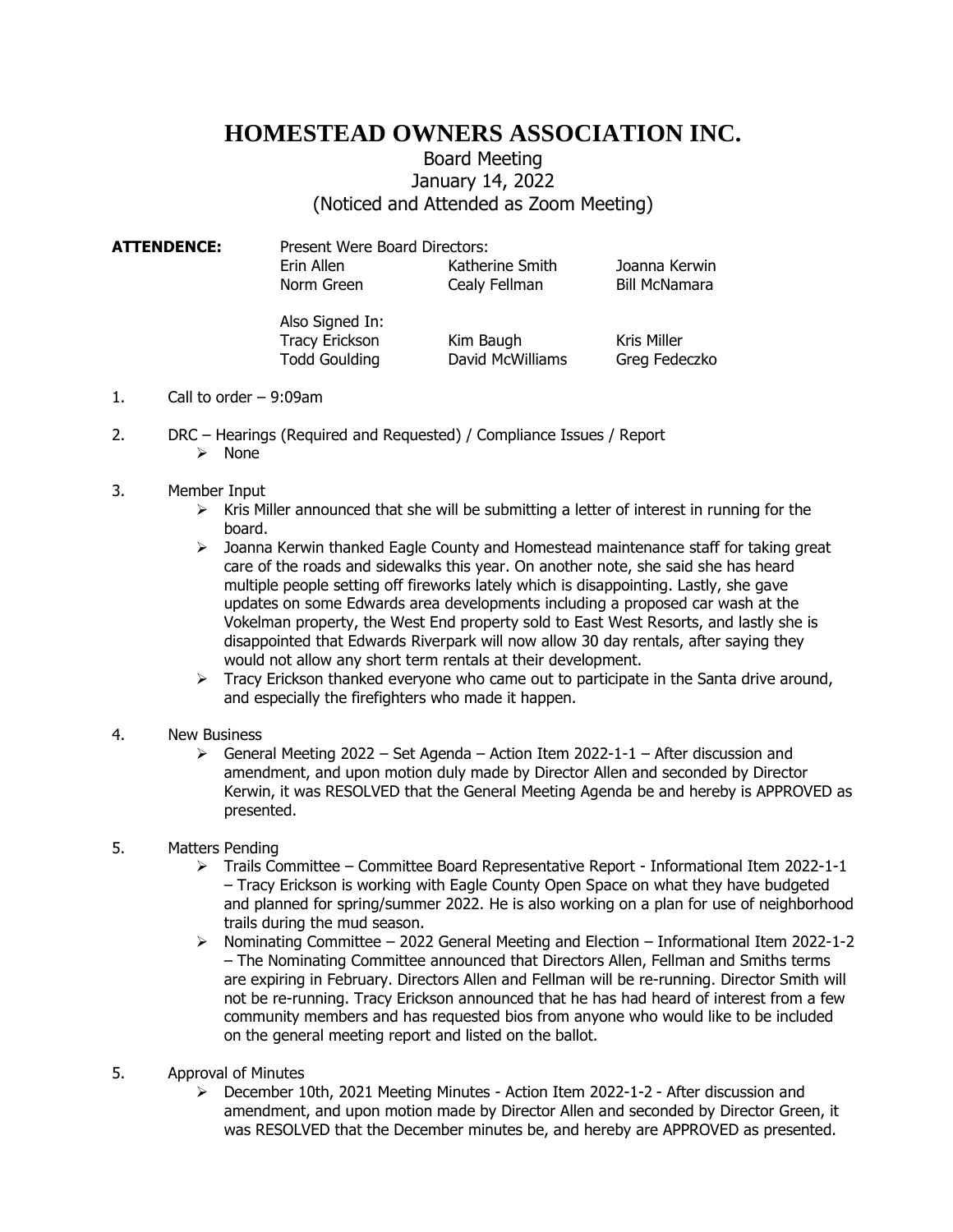# HOMESTEAD OWNERS ASSOCIATION INC.

Board Meeting
January 14, 2022
(Noticed and Attended as Zoom Meeting)

**ATTENDENCE:** Present Were Board Directors:

| | | |
|---|---|---|
| Erin Allen | Katherine Smith | Joanna Kerwin |
| Norm Green | Cealy Fellman | Bill McNamara |

Also Signed In:

| | | |
|---|---|---|
| Tracy Erickson | Kim Baugh | Kris Miller |
| Todd Goulding | David McWilliams | Greg Fedeczko |

1. Call to order – 9:09am

2. DRC – Hearings (Required and Requested) / Compliance Issues / Report
   - None

3. Member Input
   - Kris Miller announced that she will be submitting a letter of interest in running for the board.
   - Joanna Kerwin thanked Eagle County and Homestead maintenance staff for taking great care of the roads and sidewalks this year. On another note, she said she has heard multiple people setting off fireworks lately which is disappointing. Lastly, she gave updates on some Edwards area developments including a proposed car wash at the Vokelman property, the West End property sold to East West Resorts, and lastly she is disappointed that Edwards Riverpark will now allow 30 day rentals, after saying they would not allow any short term rentals at their development.
   - Tracy Erickson thanked everyone who came out to participate in the Santa drive around, and especially the firefighters who made it happen.

4. New Business
   - General Meeting 2022 – Set Agenda – Action Item 2022-1-1 – After discussion and amendment, and upon motion duly made by Director Allen and seconded by Director Kerwin, it was RESOLVED that the General Meeting Agenda be and hereby is APPROVED as presented.

5. Matters Pending
   - Trails Committee – Committee Board Representative Report - Informational Item 2022-1-1 – Tracy Erickson is working with Eagle County Open Space on what they have budgeted and planned for spring/summer 2022. He is also working on a plan for use of neighborhood trails during the mud season.
   - Nominating Committee – 2022 General Meeting and Election – Informational Item 2022-1-2 – The Nominating Committee announced that Directors Allen, Fellman and Smiths terms are expiring in February. Directors Allen and Fellman will be re-running. Director Smith will not be re-running. Tracy Erickson announced that he has had heard of interest from a few community members and has requested bios from anyone who would like to be included on the general meeting report and listed on the ballot.

5. Approval of Minutes
   - December 10th, 2021 Meeting Minutes - Action Item 2022-1-2 - After discussion and amendment, and upon motion made by Director Allen and seconded by Director Green, it was RESOLVED that the December minutes be, and hereby are APPROVED as presented.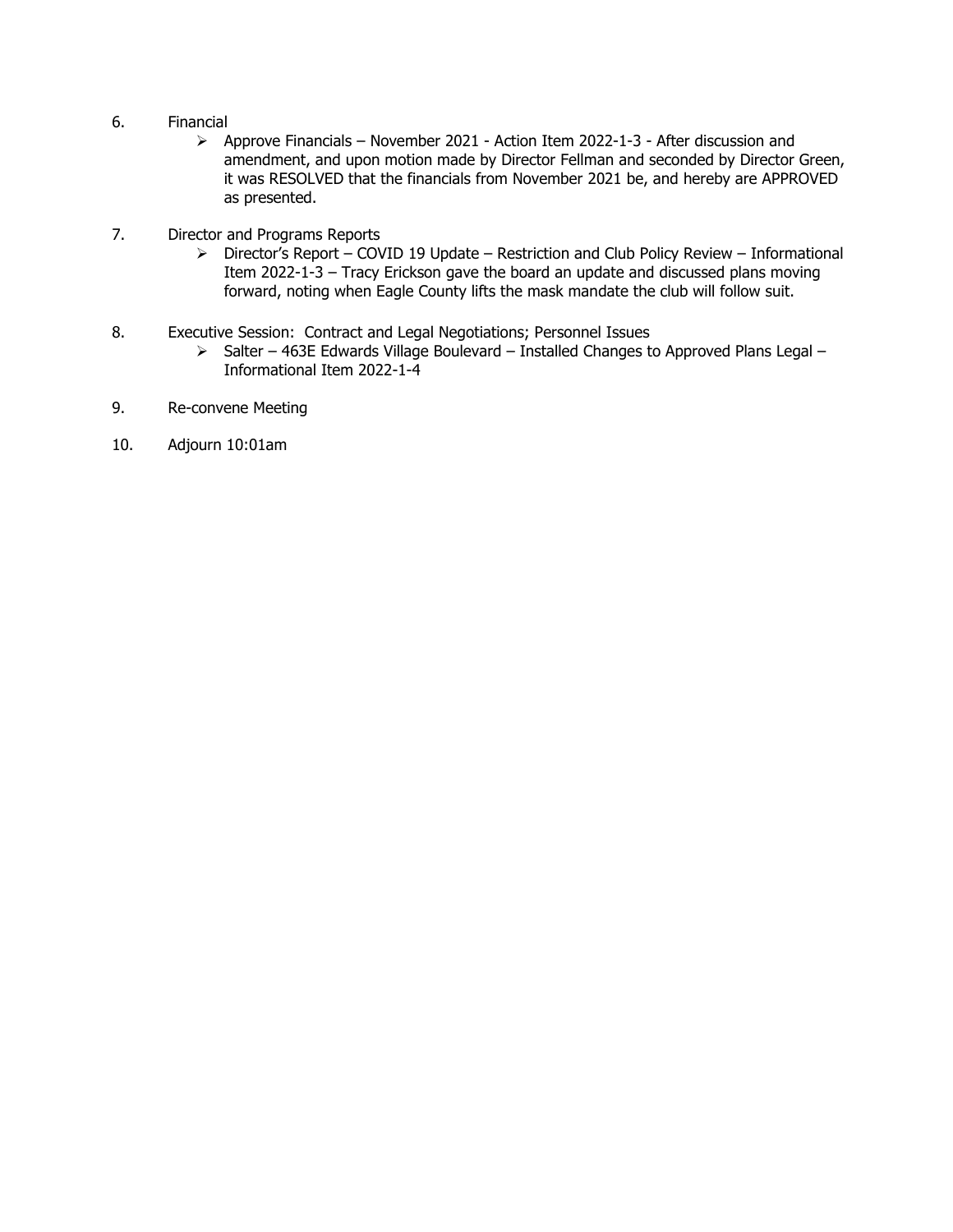6. Financial
    - Approve Financials – November 2021 - Action Item 2022-1-3 - After discussion and amendment, and upon motion made by Director Fellman and seconded by Director Green, it was RESOLVED that the financials from November 2021 be, and hereby are APPROVED as presented.

7. Director and Programs Reports
    - Director's Report – COVID 19 Update – Restriction and Club Policy Review – Informational Item 2022-1-3 – Tracy Erickson gave the board an update and discussed plans moving forward, noting when Eagle County lifts the mask mandate the club will follow suit.

8. Executive Session: Contract and Legal Negotiations; Personnel Issues
    - Salter – 463E Edwards Village Boulevard – Installed Changes to Approved Plans Legal – Informational Item 2022-1-4

9. Re-convene Meeting

10. Adjourn 10:01am